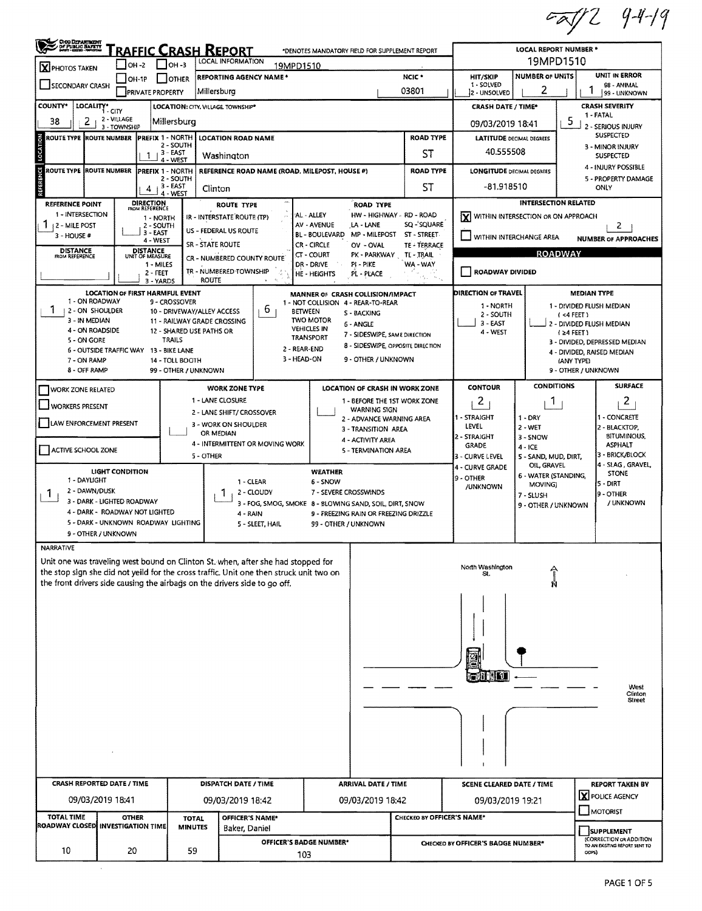caf/2 9-4-19

# Traffic Crash Report

*DENOTES MANDATORY FIELD FOR SUPPLEMENT REPORT

| Field | Value |
|---|---|
| PHOTOS TAKEN | X |
| OH-2 / OH-3 / OH-1P / OTHER / SECONDARY CRASH / PRIVATE PROPERTY | |
| LOCAL INFORMATION | 19MPD1510 |
| REPORTING AGENCY NAME * | Millersburg |
| NCIC * | 03801 |
| LOCAL REPORT NUMBER * | 19MPD1510 |
| HIT/SKIP (1 - SOLVED, 2 - UNSOLVED) | |
| NUMBER OF UNITS | 2 |
| UNIT IN ERROR (98 - ANIMAL, 99 - UNKNOWN) | 1 |
| COUNTY* | 38 |
| LOCALITY* (1 - CITY, 2 - VILLAGE, 3 - TOWNSHIP) | 2 |
| LOCATION: CITY, VILLAGE, TOWNSHIP* | Millersburg |
| CRASH DATE / TIME* | 09/03/2019 18:41 |
| CRASH SEVERITY (1 - FATAL, 2 - SERIOUS INJURY SUSPECTED, 3 - MINOR INJURY SUSPECTED, 4 - INJURY POSSIBLE, 5 - PROPERTY DAMAGE ONLY) | 5 |

## Location

| ROUTE TYPE | ROUTE NUMBER | PREFIX (1 - NORTH, 2 - SOUTH, 3 - EAST, 4 - WEST) | LOCATION ROAD NAME | ROAD TYPE | LATITUDE DECIMAL DEGREES |
|---|---|---|---|---|---|
| | | 1 | Washington | ST | 40.555508 |

## Reference

| ROUTE TYPE | ROUTE NUMBER | PREFIX (1 - NORTH, 2 - SOUTH, 3 - EAST, 4 - WEST) | REFERENCE ROAD NAME (ROAD, MILEPOST, HOUSE #) | ROAD TYPE | LONGITUDE DECIMAL DEGREES |
|---|---|---|---|---|---|
| | | 4 | Clinton | ST | -81.918510 |

| Field | Value |
|---|---|
| REFERENCE POINT (1 - INTERSECTION, 2 - MILE POST, 3 - HOUSE #) | 1 |
| DIRECTION FROM REFERENCE (1 - NORTH, 2 - SOUTH, 3 - EAST, 4 - WEST) | |
| DISTANCE FROM REFERENCE | |
| DISTANCE UNIT OF MEASURE (1 - MILES, 2 - FEET, 3 - YARDS) | |

ROUTE TYPE: IR - INTERSTATE ROUTE (TP), US - FEDERAL US ROUTE, SR - STATE ROUTE, CR - NUMBERED COUNTY ROUTE, TR - NUMBERED TOWNSHIP ROUTE

ROAD TYPE: AL - ALLEY, AV - AVENUE, BL - BOULEVARD, CR - CIRCLE, CT - COURT, DR - DRIVE, HE - HEIGHTS, HW - HIGHWAY, LA - LANE, MP - MILEPOST, OV - OVAL, PK - PARKWAY, PI - PIKE, PL - PLACE, RD - ROAD, SQ - SQUARE, ST - STREET, TE - TERRACE, TL - TRAIL, WA - WAY

## Intersection Related

| Field | Value |
|---|---|
| WITHIN INTERSECTION OR ON APPROACH | X |
| WITHIN INTERCHANGE AREA | |
| NUMBER OF APPROACHES | 2 |

## Roadway

| Field | Value |
|---|---|
| ROADWAY DIVIDED | |

| Field | Value |
|---|---|
| LOCATION OF FIRST HARMFUL EVENT | 1 |
| MANNER OF CRASH COLLISION/IMPACT | 6 |
| DIRECTION OF TRAVEL | |
| MEDIAN TYPE | |

LOCATION OF FIRST HARMFUL EVENT: 1 - ON ROADWAY, 2 - ON SHOULDER, 3 - IN MEDIAN, 4 - ON ROADSIDE, 5 - ON GORE, 6 - OUTSIDE TRAFFIC WAY, 7 - ON RAMP, 8 - OFF RAMP, 9 - CROSSOVER, 10 - DRIVEWAY/ALLEY ACCESS, 11 - RAILWAY GRADE CROSSING, 12 - SHARED USE PATHS OR TRAILS, 13 - BIKE LANE, 14 - TOLL BOOTH, 99 - OTHER / UNKNOWN

MANNER OF CRASH COLLISION/IMPACT: 1 - NOT COLLISION BETWEEN TWO MOTOR VEHICLES IN TRANSPORT, 2 - REAR-END, 3 - HEAD-ON, 4 - REAR-TO-REAR, 5 - BACKING, 6 - ANGLE, 7 - SIDESWIPE, SAME DIRECTION, 8 - SIDESWIPE, OPPOSITE DIRECTION, 9 - OTHER / UNKNOWN

DIRECTION OF TRAVEL: 1 - NORTH, 2 - SOUTH, 3 - EAST, 4 - WEST

MEDIAN TYPE: 1 - DIVIDED FLUSH MEDIAN (<4 FEET), 2 - DIVIDED FLUSH MEDIAN (≥4 FEET), 3 - DIVIDED, DEPRESSED MEDIAN, 4 - DIVIDED, RAISED MEDIAN (ANY TYPE), 9 - OTHER / UNKNOWN

## Work Zone

| Field | Value |
|---|---|
| WORK ZONE RELATED | |
| WORKERS PRESENT | |
| LAW ENFORCEMENT PRESENT | |
| ACTIVE SCHOOL ZONE | |
| WORK ZONE TYPE | |
| LOCATION OF CRASH IN WORK ZONE | |

WORK ZONE TYPE: 1 - LANE CLOSURE, 2 - LANE SHIFT/ CROSSOVER, 3 - WORK ON SHOULDER OR MEDIAN, 4 - INTERMITTENT OR MOVING WORK, 5 - OTHER

LOCATION OF CRASH IN WORK ZONE: 1 - BEFORE THE 1ST WORK ZONE WARNING SIGN, 2 - ADVANCE WARNING AREA, 3 - TRANSITION AREA, 4 - ACTIVITY AREA, 5 - TERMINATION AREA

| Field | Value |
|---|---|
| CONTOUR | 2 |
| CONDITIONS | 1 |
| SURFACE | 2 |
| LIGHT CONDITION | 1 |
| WEATHER | 1 |

CONTOUR: 1 - STRAIGHT LEVEL, 2 - STRAIGHT GRADE, 3 - CURVE LEVEL, 4 - CURVE GRADE, 9 - OTHER /UNKNOWN

CONDITIONS: 1 - DRY, 2 - WET, 3 - SNOW, 4 - ICE, 5 - SAND, MUD, DIRT, OIL, GRAVEL, 6 - WATER (STANDING, MOVING), 7 - SLUSH, 9 - OTHER / UNKNOWN

SURFACE: 1 - CONCRETE, 2 - BLACKTOP, BITUMINOUS, ASPHALT, 3 - BRICK/BLOCK, 4 - SLAG, GRAVEL, STONE, 5 - DIRT, 9 - OTHER / UNKNOWN

LIGHT CONDITION: 1 - DAYLIGHT, 2 - DAWN/DUSK, 3 - DARK - LIGHTED ROADWAY, 4 - DARK - ROADWAY NOT LIGHTED, 5 - DARK - UNKNOWN ROADWAY LIGHTING, 9 - OTHER / UNKNOWN

WEATHER: 1 - CLEAR, 2 - CLOUDY, 3 - FOG, SMOG, SMOKE, 4 - RAIN, 5 - SLEET, HAIL, 6 - SNOW, 7 - SEVERE CROSSWINDS, 8 - BLOWING SAND, SOIL, DIRT, SNOW, 9 - FREEZING RAIN OR FREEZING DRIZZLE, 99 - OTHER / UNKNOWN

## Narrative

Unit one was traveling west bound on Clinton St. when, after she had stopped for the stop sign she did not yeild for the cross traffic. Unit one then struck unit two on the front drivers side causing the airbags on the drivers side to go off.

North Washington St.

N

West Clinton Street

| CRASH REPORTED DATE / TIME | DISPATCH DATE / TIME | ARRIVAL DATE / TIME | SCENE CLEARED DATE / TIME | REPORT TAKEN BY |
|---|---|---|---|---|
| 09/03/2019 18:41 | 09/03/2019 18:42 | 09/03/2019 18:42 | 09/03/2019 19:21 | X POLICE AGENCY / MOTORIST |

| TOTAL TIME ROADWAY CLOSED | OTHER INVESTIGATION TIME | TOTAL MINUTES | OFFICER'S NAME* | OFFICER'S BADGE NUMBER* | CHECKED BY OFFICER'S NAME* | CHECKED BY OFFICER'S BADGE NUMBER* | SUPPLEMENT (CORRECTION OR ADDITION TO AN EXISTING REPORT SENT TO ODPS) |
|---|---|---|---|---|---|---|---|
| 10 | 20 | 59 | Baker, Daniel | 103 | | | |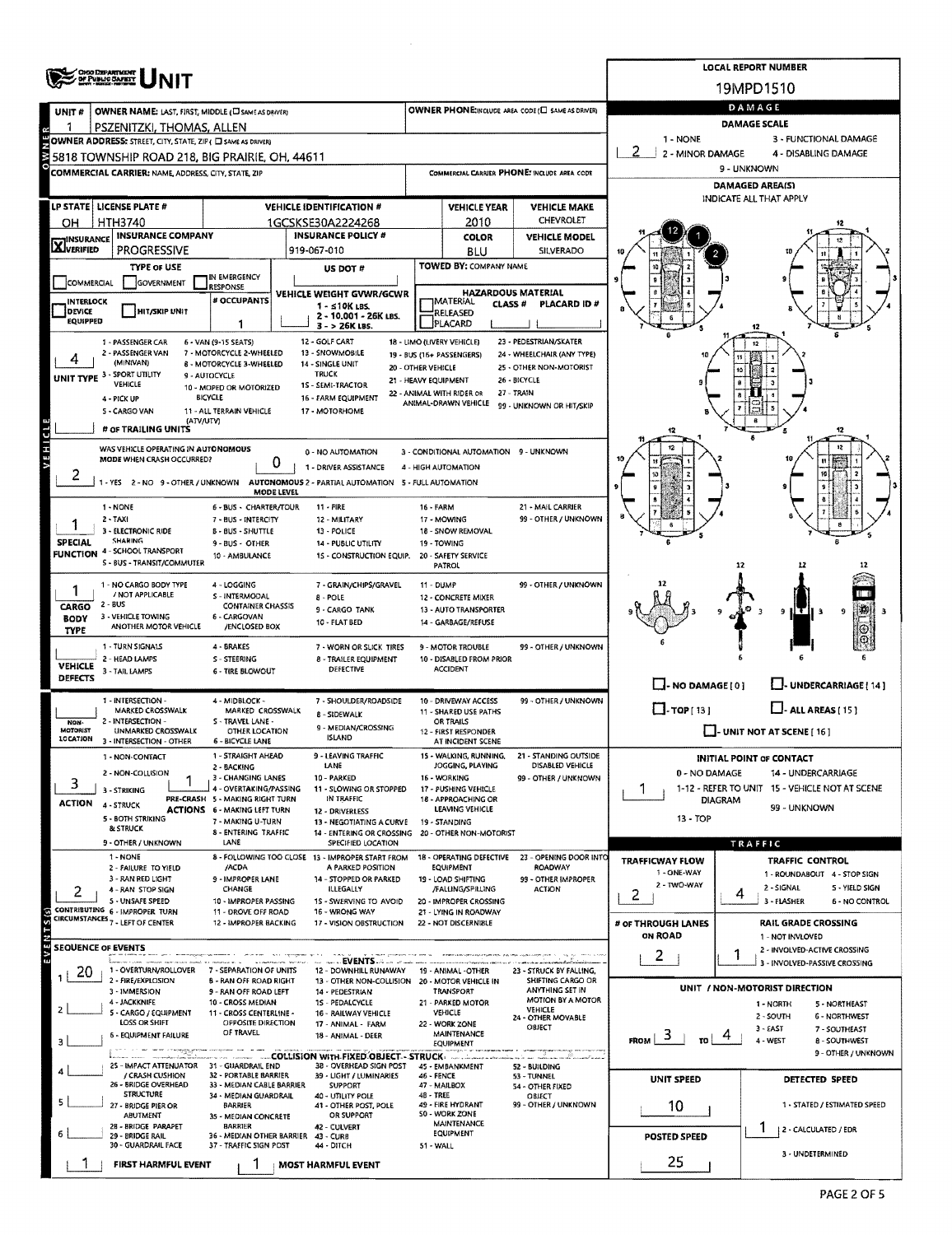# UNIT

**LOCAL REPORT NUMBER:** 19MPD1510

| UNIT # | OWNER NAME: LAST, FIRST, MIDDLE | OWNER PHONE |
|---|---|---|
| 1 | PSZENITZKI, THOMAS, ALLEN | |

**OWNER ADDRESS:** 5818 TOWNSHIP ROAD 218, BIG PRAIRIE, OH, 44611

**COMMERCIAL CARRIER:** NAME, ADDRESS, CITY, STATE, ZIP

**COMMERCIAL CARRIER PHONE:**

| LP STATE | LICENSE PLATE # | VEHICLE IDENTIFICATION # | VEHICLE YEAR | VEHICLE MAKE |
|---|---|---|---|---|
| OH | HTH3740 | 1GCSKSE30A2224268 | 2010 | CHEVROLET |

| INSURANCE | INSURANCE COMPANY | INSURANCE POLICY # | COLOR | VEHICLE MODEL |
|---|---|---|---|---|
| X VERIFIED | PROGRESSIVE | 919-067-010 | BLU | SILVERADO |

**TYPE OF USE:** COMMERCIAL / GOVERNMENT / IN EMERGENCY RESPONSE

**US DOT #:**

**TOWED BY:** COMPANY NAME

**# OCCUPANTS:** 1

**VEHICLE WEIGHT GVWR/GCWR:** 1 - ≤10K LBS. 2 - 10.001 - 26K LBS. 3 - > 26K LBS.

**HAZARDOUS MATERIAL:** MATERIAL RELEASED / PLACARD — CLASS # — PLACARD ID #

**UNIT TYPE:** 4
1 - PASSENGER CAR, 2 - PASSENGER VAN (MINIVAN), 3 - SPORT UTILITY VEHICLE, 4 - PICK UP, 5 - CARGO VAN, 6 - VAN (9-15 SEATS), 7 - MOTORCYCLE 2-WHEELED, 8 - MOTORCYCLE 3-WHEELED, 9 - AUTOCYCLE, 10 - MOPED OR MOTORIZED BICYCLE, 11 - ALL TERRAIN VEHICLE (ATV/UTV), 12 - GOLF CART, 13 - SNOWMOBILE, 14 - SINGLE UNIT TRUCK, 15 - SEMI-TRACTOR, 16 - FARM EQUIPMENT, 17 - MOTORHOME, 18 - LIMO (LIVERY VEHICLE), 19 - BUS (16+ PASSENGERS), 20 - OTHER VEHICLE, 21 - HEAVY EQUIPMENT, 22 - ANIMAL WITH RIDER OR ANIMAL-DRAWN VEHICLE, 23 - PEDESTRIAN/SKATER, 24 - WHEELCHAIR (ANY TYPE), 25 - OTHER NON-MOTORIST, 26 - BICYCLE, 27 - TRAIN, 99 - UNKNOWN OR HIT/SKIP

**# OF TRAILING UNITS:**

**WAS VEHICLE OPERATING IN AUTONOMOUS MODE WHEN CRASH OCCURRED?** 2 (1 - YES 2 - NO 9 - OTHER / UNKNOWN)

**AUTONOMOUS MODE LEVEL:** 0
0 - NO AUTOMATION, 1 - DRIVER ASSISTANCE, 2 - PARTIAL AUTOMATION, 3 - CONDITIONAL AUTOMATION, 4 - HIGH AUTOMATION, 5 - FULL AUTOMATION, 9 - UNKNOWN

**SPECIAL FUNCTION:** 1
1 - NONE, 2 - TAXI, 3 - ELECTRONIC RIDE SHARING, 4 - SCHOOL TRANSPORT, 5 - BUS - TRANSIT/COMMUTER, 6 - BUS - CHARTER/TOUR, 7 - BUS - INTERCITY, 8 - BUS - SHUTTLE, 9 - BUS - OTHER, 10 - AMBULANCE, 11 - FIRE, 12 - MILITARY, 13 - POLICE, 14 - PUBLIC UTILITY, 15 - CONSTRUCTION EQUIP., 16 - FARM, 17 - MOWING, 18 - SNOW REMOVAL, 19 - TOWING, 20 - SAFETY SERVICE PATROL, 21 - MAIL CARRIER, 99 - OTHER / UNKNOWN

**CARGO BODY TYPE:** 1
1 - NO CARGO BODY TYPE / NOT APPLICABLE, 2 - BUS, 3 - VEHICLE TOWING ANOTHER MOTOR VEHICLE, 4 - LOGGING, 5 - INTERMODAL CONTAINER CHASSIS, 6 - CARGOVAN /ENCLOSED BOX, 7 - GRAIN/CHIPS/GRAVEL, 8 - POLE, 9 - CARGO TANK, 10 - FLAT BED, 11 - DUMP, 12 - CONCRETE MIXER, 13 - AUTO TRANSPORTER, 14 - GARBAGE/REFUSE, 99 - OTHER / UNKNOWN

**VEHICLE DEFECTS:**
1 - TURN SIGNALS, 2 - HEAD LAMPS, 3 - TAIL LAMPS, 4 - BRAKES, 5 - STEERING, 6 - TIRE BLOWOUT, 7 - WORN OR SLICK TIRES, 8 - TRAILER EQUIPMENT DEFECTIVE, 9 - MOTOR TROUBLE, 10 - DISABLED FROM PRIOR ACCIDENT, 99 - OTHER / UNKNOWN

**NON-MOTORIST LOCATION:**
1 - INTERSECTION - MARKED CROSSWALK, 2 - INTERSECTION - UNMARKED CROSSWALK, 3 - INTERSECTION - OTHER, 4 - MIDBLOCK - MARKED CROSSWALK, 5 - TRAVEL LANE - OTHER LOCATION, 6 - BICYCLE LANE, 7 - SHOULDER/ROADSIDE, 8 - SIDEWALK, 9 - MEDIAN/CROSSING ISLAND, 10 - DRIVEWAY ACCESS, 11 - SHARED USE PATHS OR TRAILS, 12 - FIRST RESPONDER AT INCIDENT SCENE, 99 - OTHER / UNKNOWN

**ACTION:** 3
1 - NON-CONTACT, 2 - NON-COLLISION, 3 - STRIKING, 4 - STRUCK, 5 - BOTH STRIKING & STRUCK, 9 - OTHER / UNKNOWN

**PRE-CRASH ACTIONS:** 1
1 - STRAIGHT AHEAD, 2 - BACKING, 3 - CHANGING LANES, 4 - OVERTAKING/PASSING, 5 - MAKING RIGHT TURN, 6 - MAKING LEFT TURN, 7 - MAKING U-TURN, 8 - ENTERING TRAFFIC LANE, 9 - LEAVING TRAFFIC LANE, 10 - PARKED, 11 - SLOWING OR STOPPED IN TRAFFIC, 12 - DRIVERLESS, 13 - NEGOTIATING A CURVE, 14 - ENTERING OR CROSSING SPECIFIED LOCATION, 15 - WALKING, RUNNING, JOGGING, PLAYING, 16 - WORKING, 17 - PUSHING VEHICLE, 18 - APPROACHING OR LEAVING VEHICLE, 19 - STANDING, 20 - OTHER NON-MOTORIST, 21 - STANDING OUTSIDE DISABLED VEHICLE, 99 - OTHER / UNKNOWN

**CONTRIBUTING CIRCUMSTANCES:** 2
1 - NONE, 2 - FAILURE TO YIELD, 3 - RAN RED LIGHT, 4 - RAN STOP SIGN, 5 - UNSAFE SPEED, 6 - IMPROPER TURN, 7 - LEFT OF CENTER, 8 - FOLLOWING TOO CLOSE /ACDA, 9 - IMPROPER LANE CHANGE, 10 - IMPROPER PASSING, 11 - DROVE OFF ROAD, 12 - IMPROPER BACKING, 13 - IMPROPER START FROM A PARKED POSITION, 14 - STOPPED OR PARKED ILLEGALLY, 15 - SWERVING TO AVOID, 16 - WRONG WAY, 17 - VISION OBSTRUCTION, 18 - OPERATING DEFECTIVE EQUIPMENT, 19 - LOAD SHIFTING /FALLING/SPILLING, 20 - IMPROPER CROSSING, 21 - LYING IN ROADWAY, 22 - NOT DISCERNIBLE, 23 - OPENING DOOR INTO ROADWAY, 99 - OTHER IMPROPER ACTION

**SEQUENCE OF EVENTS:**
1: 20
2:
3:
4:
5:
6:

**EVENTS:**
1 - OVERTURN/ROLLOVER, 2 - FIRE/EXPLOSION, 3 - IMMERSION, 4 - JACKKNIFE, 5 - CARGO / EQUIPMENT LOSS OR SHIFT, 6 - EQUIPMENT FAILURE, 7 - SEPARATION OF UNITS, 8 - RAN OFF ROAD RIGHT, 9 - RAN OFF ROAD LEFT, 10 - CROSS MEDIAN, 11 - CROSS CENTERLINE - OPPOSITE DIRECTION OF TRAVEL, 12 - DOWNHILL RUNAWAY, 13 - OTHER NON-COLLISION, 14 - PEDESTRIAN, 15 - PEDALCYCLE, 16 - RAILWAY VEHICLE, 17 - ANIMAL - FARM, 18 - ANIMAL - DEER, 19 - ANIMAL -OTHER, 20 - MOTOR VEHICLE IN TRANSPORT, 21 - PARKED MOTOR VEHICLE, 22 - WORK ZONE MAINTENANCE EQUIPMENT, 23 - STRUCK BY FALLING, SHIFTING CARGO OR ANYTHING SET IN MOTION BY A MOTOR VEHICLE, 24 - OTHER MOVABLE OBJECT

**COLLISION WITH FIXED OBJECT - STRUCK:**
25 - IMPACT ATTENUATOR / CRASH CUSHION, 26 - BRIDGE OVERHEAD STRUCTURE, 27 - BRIDGE PIER OR ABUTMENT, 28 - BRIDGE PARAPET, 29 - BRIDGE RAIL, 30 - GUARDRAIL FACE, 31 - GUARDRAIL END, 32 - PORTABLE BARRIER, 33 - MEDIAN CABLE BARRIER, 34 - MEDIAN GUARDRAIL BARRIER, 35 - MEDIAN CONCRETE BARRIER, 36 - MEDIAN OTHER BARRIER, 37 - TRAFFIC SIGN POST, 38 - OVERHEAD SIGN POST, 39 - LIGHT / LUMINARIES SUPPORT, 40 - UTILITY POLE, 41 - OTHER POST, POLE OR SUPPORT, 42 - CULVERT, 43 - CURB, 44 - DITCH, 45 - EMBANKMENT, 46 - FENCE, 47 - MAILBOX, 48 - TREE, 49 - FIRE HYDRANT, 50 - WORK ZONE MAINTENANCE EQUIPMENT, 51 - WALL, 52 - BUILDING, 53 - TUNNEL, 54 - OTHER FIXED OBJECT, 99 - OTHER / UNKNOWN

**FIRST HARMFUL EVENT:** 1 **MOST HARMFUL EVENT:** 1

## DAMAGE

**DAMAGE SCALE:** 2
1 - NONE, 2 - MINOR DAMAGE, 3 - FUNCTIONAL DAMAGE, 4 - DISABLING DAMAGE, 9 - UNKNOWN

**DAMAGED AREA(S)** INDICATE ALL THAT APPLY: 12, 1, 2

NO DAMAGE [0] / UNDERCARRIAGE [14] / TOP [13] / ALL AREAS [15] / UNIT NOT AT SCENE [16]

**INITIAL POINT OF CONTACT:** 1
0 - NO DAMAGE, 1-12 - REFER TO UNIT DIAGRAM, 13 - TOP, 14 - UNDERCARRIAGE, 15 - VEHICLE NOT AT SCENE, 99 - UNKNOWN

## TRAFFIC

**TRAFFICWAY FLOW:** 2 (1 - ONE-WAY, 2 - TWO-WAY)

**TRAFFIC CONTROL:** 4
1 - ROUNDABOUT, 2 - SIGNAL, 3 - FLASHER, 4 - STOP SIGN, 5 - YIELD SIGN, 6 - NO CONTROL

**# OF THROUGH LANES ON ROAD:** 2

**RAIL GRADE CROSSING:** 1
1 - NOT INVOLVED, 2 - INVOLVED-ACTIVE CROSSING, 3 - INVOLVED-PASSIVE CROSSING

**UNIT / NON-MOTORIST DIRECTION:** FROM 3 TO 4
1 - NORTH, 2 - SOUTH, 3 - EAST, 4 - WEST, 5 - NORTHEAST, 6 - NORTHWEST, 7 - SOUTHEAST, 8 - SOUTHWEST, 9 - OTHER / UNKNOWN

**UNIT SPEED:** 10

**POSTED SPEED:** 25

**DETECTED SPEED:** 1
1 - STATED / ESTIMATED SPEED, 2 - CALCULATED / EDR, 3 - UNDETERMINED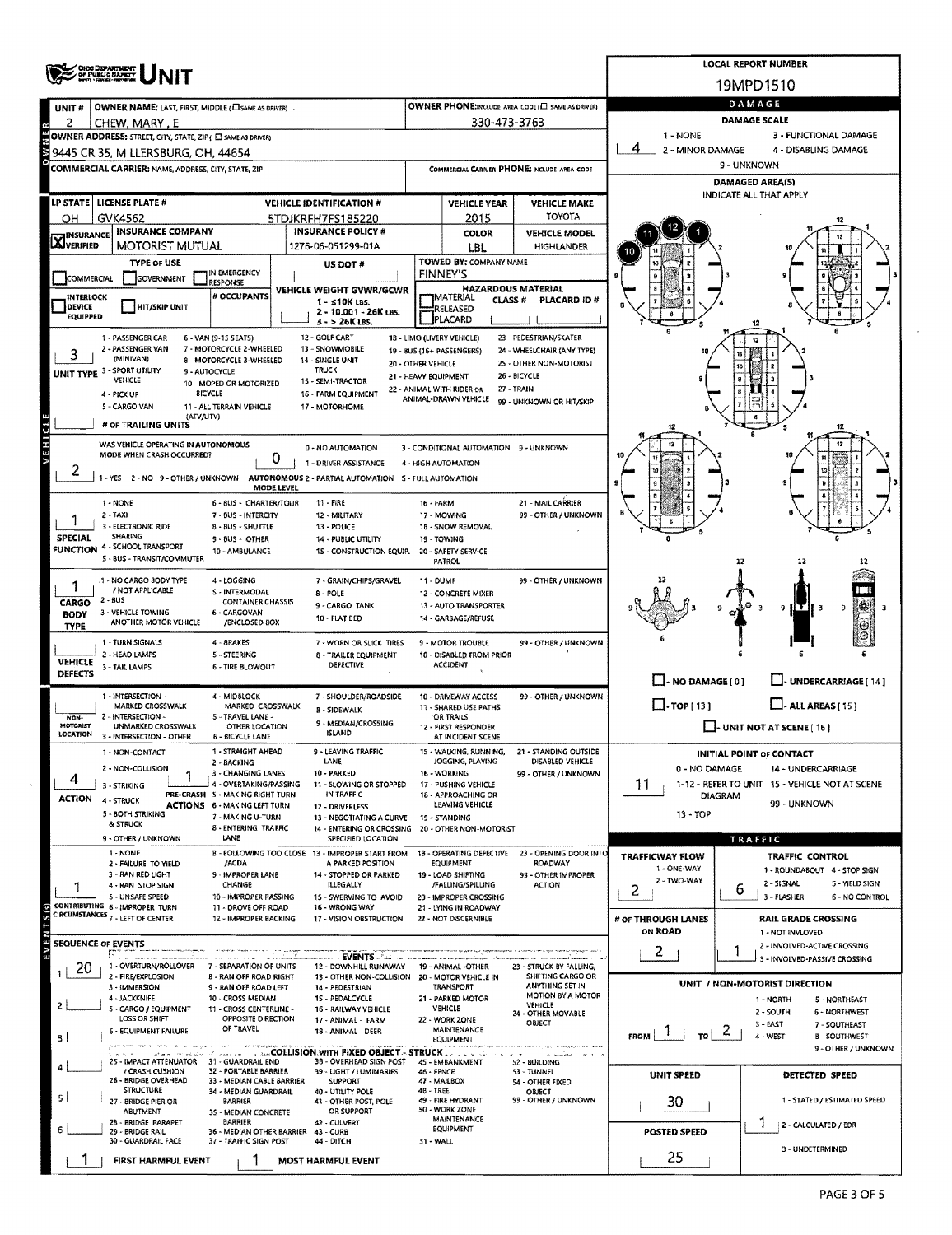# OHIO DEPARTMENT OF PUBLIC SAFETY — UNIT

**LOCAL REPORT NUMBER:** 19MPD1510

| UNIT # | OWNER NAME: LAST, FIRST, MIDDLE (☐ SAME AS DRIVER) | OWNER PHONE: INCLUDE AREA CODE (☐ SAME AS DRIVER) |
|---|---|---|
| 2 | CHEW, MARY, E | 330-473-3763 |

**OWNER ADDRESS:** STREET, CITY, STATE, ZIP (☐ SAME AS DRIVER): 9445 CR 35, MILLERSBURG, OH, 44654

**COMMERCIAL CARRIER:** NAME, ADDRESS, CITY, STATE, ZIP | COMMERCIAL CARRIER PHONE: INCLUDE AREA CODE

| LP STATE | LICENSE PLATE # | VEHICLE IDENTIFICATION # | VEHICLE YEAR | VEHICLE MAKE |
|---|---|---|---|---|
| OH | GVK4562 | 5TDJKRFH7FS185220 | 2015 | TOYOTA |

| INSURANCE | INSURANCE COMPANY | INSURANCE POLICY # | COLOR | VEHICLE MODEL |
|---|---|---|---|---|
| ☒ VERIFIED | MOTORIST MUTUAL | 1276-06-051299-01A | LBL | HIGHLANDER |

**TYPE OF USE:** ☐ COMMERCIAL ☐ GOVERNMENT ☐ IN EMERGENCY RESPONSE
**US DOT #:**
**TOWED BY: COMPANY NAME:** FINNEY'S
☐ INTERLOCK DEVICE EQUIPPED ☐ HIT/SKIP UNIT
**# OCCUPANTS:**
**VEHICLE WEIGHT GVWR/GCWR:** 1 - ≤10K LBS. 2 - 10.001 - 26K LBS. 3 - > 26K LBS.
**HAZARDOUS MATERIAL:** ☐ MATERIAL RELEASED ☐ PLACARD — CLASS # — PLACARD ID #

**UNIT TYPE:** 3
1 - PASSENGER CAR, 2 - PASSENGER VAN (MINIVAN), 3 - SPORT UTILITY VEHICLE, 4 - PICK UP, 5 - CARGO VAN, 6 - VAN (9-15 SEATS), 7 - MOTORCYCLE 2-WHEELED, 8 - MOTORCYCLE 3-WHEELED, 9 - AUTOCYCLE, 10 - MOPED OR MOTORIZED BICYCLE, 11 - ALL TERRAIN VEHICLE (ATV/UTV), 12 - GOLF CART, 13 - SNOWMOBILE, 14 - SINGLE UNIT TRUCK, 15 - SEMI-TRACTOR, 16 - FARM EQUIPMENT, 17 - MOTORHOME, 18 - LIMO (LIVERY VEHICLE), 19 - BUS (16+ PASSENGERS), 20 - OTHER VEHICLE, 21 - HEAVY EQUIPMENT, 22 - ANIMAL WITH RIDER OR ANIMAL-DRAWN VEHICLE, 23 - PEDESTRIAN/SKATER, 24 - WHEELCHAIR (ANY TYPE), 25 - OTHER NON-MOTORIST, 26 - BICYCLE, 27 - TRAIN, 99 - UNKNOWN OR HIT/SKIP

**# OF TRAILING UNITS:**

**WAS VEHICLE OPERATING IN AUTONOMOUS MODE WHEN CRASH OCCURRED?** 2
1 - YES 2 - NO 9 - OTHER / UNKNOWN

**AUTONOMOUS MODE LEVEL:** 0
0 - NO AUTOMATION, 1 - DRIVER ASSISTANCE, 2 - PARTIAL AUTOMATION, 3 - CONDITIONAL AUTOMATION, 4 - HIGH AUTOMATION, 5 - FULL AUTOMATION, 9 - UNKNOWN

**SPECIAL FUNCTION:** 1
1 - NONE, 2 - TAXI, 3 - ELECTRONIC RIDE SHARING, 4 - SCHOOL TRANSPORT, 5 - BUS - TRANSIT/COMMUTER, 6 - BUS - CHARTER/TOUR, 7 - BUS - INTERCITY, 8 - BUS - SHUTTLE, 9 - BUS - OTHER, 10 - AMBULANCE, 11 - FIRE, 12 - MILITARY, 13 - POLICE, 14 - PUBLIC UTILITY, 15 - CONSTRUCTION EQUIP., 16 - FARM, 17 - MOWING, 18 - SNOW REMOVAL, 19 - TOWING, 20 - SAFETY SERVICE PATROL, 21 - MAIL CARRIER, 99 - OTHER / UNKNOWN

**CARGO BODY TYPE:** 1
1 - NO CARGO BODY TYPE / NOT APPLICABLE, 2 - BUS, 3 - VEHICLE TOWING ANOTHER MOTOR VEHICLE, 4 - LOGGING, 5 - INTERMODAL CONTAINER CHASSIS, 6 - CARGOVAN /ENCLOSED BOX, 7 - GRAIN/CHIPS/GRAVEL, 8 - POLE, 9 - CARGO TANK, 10 - FLAT BED, 11 - DUMP, 12 - CONCRETE MIXER, 13 - AUTO TRANSPORTER, 14 - GARBAGE/REFUSE, 99 - OTHER / UNKNOWN

**VEHICLE DEFECTS:**
1 - TURN SIGNALS, 2 - HEAD LAMPS, 3 - TAIL LAMPS, 4 - BRAKES, 5 - STEERING, 6 - TIRE BLOWOUT, 7 - WORN OR SLICK TIRES, 8 - TRAILER EQUIPMENT DEFECTIVE, 9 - MOTOR TROUBLE, 10 - DISABLED FROM PRIOR ACCIDENT, 99 - OTHER / UNKNOWN

**NON-MOTORIST LOCATION:**
1 - INTERSECTION - MARKED CROSSWALK, 2 - INTERSECTION - UNMARKED CROSSWALK, 3 - INTERSECTION - OTHER, 4 - MIDBLOCK - MARKED CROSSWALK, 5 - TRAVEL LANE - OTHER LOCATION, 6 - BICYCLE LANE, 7 - SHOULDER/ROADSIDE, 8 - SIDEWALK, 9 - MEDIAN/CROSSING ISLAND, 10 - DRIVEWAY ACCESS, 11 - SHARED USE PATHS OR TRAILS, 12 - FIRST RESPONDER AT INCIDENT SCENE, 99 - OTHER / UNKNOWN

**ACTION:** 4 | **PRE-CRASH ACTIONS:** 1
1 - NON-CONTACT, 2 - NON-COLLISION, 3 - STRIKING, 4 - STRUCK, 5 - BOTH STRIKING & STRUCK, 9 - OTHER / UNKNOWN
1 - STRAIGHT AHEAD, 2 - BACKING, 3 - CHANGING LANES, 4 - OVERTAKING/PASSING, 5 - MAKING RIGHT TURN, 6 - MAKING LEFT TURN, 7 - MAKING U-TURN, 8 - ENTERING TRAFFIC LANE, 9 - LEAVING TRAFFIC LANE, 10 - PARKED, 11 - SLOWING OR STOPPED IN TRAFFIC, 12 - DRIVERLESS, 13 - NEGOTIATING A CURVE, 14 - ENTERING OR CROSSING SPECIFIED LOCATION, 15 - WALKING, RUNNING, JOGGING, PLAYING, 16 - WORKING, 17 - PUSHING VEHICLE, 18 - APPROACHING OR LEAVING VEHICLE, 19 - STANDING, 20 - OTHER NON-MOTORIST, 21 - STANDING OUTSIDE DISABLED VEHICLE, 99 - OTHER / UNKNOWN

**CONTRIBUTING CIRCUMSTANCES:** 1
1 - NONE, 2 - FAILURE TO YIELD, 3 - RAN RED LIGHT, 4 - RAN STOP SIGN, 5 - UNSAFE SPEED, 6 - IMPROPER TURN, 7 - LEFT OF CENTER, 8 - FOLLOWING TOO CLOSE /ACDA, 9 - IMPROPER LANE CHANGE, 10 - IMPROPER PASSING, 11 - DROVE OFF ROAD, 12 - IMPROPER BACKING, 13 - IMPROPER START FROM A PARKED POSITION, 14 - STOPPED OR PARKED ILLEGALLY, 15 - SWERVING TO AVOID, 16 - WRONG WAY, 17 - VISION OBSTRUCTION, 18 - OPERATING DEFECTIVE EQUIPMENT, 19 - LOAD SHIFTING /FALLING/SPILLING, 20 - IMPROPER CROSSING, 21 - LYING IN ROADWAY, 22 - NOT DISCERNIBLE, 23 - OPENING DOOR INTO ROADWAY, 99 - OTHER IMPROPER ACTION

## SEQUENCE OF EVENTS

| # | Event |
|---|---|
| 1 | 20 |
| 2 | |
| 3 | |
| 4 | |
| 5 | |
| 6 | |

**EVENTS:** 1 - OVERTURN/ROLLOVER, 2 - FIRE/EXPLOSION, 3 - IMMERSION, 4 - JACKKNIFE, 5 - CARGO / EQUIPMENT LOSS OR SHIFT, 6 - EQUIPMENT FAILURE, 7 - SEPARATION OF UNITS, 8 - RAN OFF ROAD RIGHT, 9 - RAN OFF ROAD LEFT, 10 - CROSS MEDIAN, 11 - CROSS CENTERLINE - OPPOSITE DIRECTION OF TRAVEL, 12 - DOWNHILL RUNAWAY, 13 - OTHER NON-COLLISION, 14 - PEDESTRIAN, 15 - PEDALCYCLE, 16 - RAILWAY VEHICLE, 17 - ANIMAL - FARM, 18 - ANIMAL - DEER, 19 - ANIMAL -OTHER, 20 - MOTOR VEHICLE IN TRANSPORT, 21 - PARKED MOTOR VEHICLE, 22 - WORK ZONE MAINTENANCE EQUIPMENT, 23 - STRUCK BY FALLING, SHIFTING CARGO OR ANYTHING SET IN MOTION BY A MOTOR VEHICLE, 24 - OTHER MOVABLE OBJECT

**COLLISION WITH FIXED OBJECT - STRUCK:** 25 - IMPACT ATTENUATOR / CRASH CUSHION, 26 - BRIDGE OVERHEAD STRUCTURE, 27 - BRIDGE PIER OR ABUTMENT, 28 - BRIDGE PARAPET, 29 - BRIDGE RAIL, 30 - GUARDRAIL FACE, 31 - GUARDRAIL END, 32 - PORTABLE BARRIER, 33 - MEDIAN CABLE BARRIER, 34 - MEDIAN GUARDRAIL BARRIER, 35 - MEDIAN CONCRETE BARRIER, 36 - MEDIAN OTHER BARRIER, 37 - TRAFFIC SIGN POST, 38 - OVERHEAD SIGN POST, 39 - LIGHT / LUMINARIES SUPPORT, 40 - UTILITY POLE, 41 - OTHER POST, POLE OR SUPPORT, 42 - CULVERT, 43 - CURB, 44 - DITCH, 45 - EMBANKMENT, 46 - FENCE, 47 - MAILBOX, 48 - TREE, 49 - FIRE HYDRANT, 50 - WORK ZONE MAINTENANCE EQUIPMENT, 51 - WALL, 52 - BUILDING, 53 - TUNNEL, 54 - OTHER FIXED OBJECT, 99 - OTHER / UNKNOWN

**FIRST HARMFUL EVENT:** 1 | **MOST HARMFUL EVENT:** 1

## DAMAGE

**DAMAGE SCALE:** 4
1 - NONE, 2 - MINOR DAMAGE, 3 - FUNCTIONAL DAMAGE, 4 - DISABLING DAMAGE, 9 - UNKNOWN

**DAMAGED AREA(S):** INDICATE ALL THAT APPLY — 10, 11, 12, 1

☐ NO DAMAGE [0] ☐ UNDERCARRIAGE [14] ☐ TOP [13] ☐ ALL AREAS [15] ☐ UNIT NOT AT SCENE [16]

**INITIAL POINT OF CONTACT:** 11
0 - NO DAMAGE, 1-12 - REFER TO UNIT DIAGRAM, 13 - TOP, 14 - UNDERCARRIAGE, 15 - VEHICLE NOT AT SCENE, 99 - UNKNOWN

## TRAFFIC

**TRAFFICWAY FLOW:** 2 (1 - ONE-WAY, 2 - TWO-WAY)

**TRAFFIC CONTROL:** 6
1 - ROUNDABOUT, 2 - SIGNAL, 3 - FLASHER, 4 - STOP SIGN, 5 - YIELD SIGN, 6 - NO CONTROL

**# OF THROUGH LANES ON ROAD:** 2

**RAIL GRADE CROSSING:** 1
1 - NOT INVLOVED, 2 - INVOLVED-ACTIVE CROSSING, 3 - INVOLVED-PASSIVE CROSSING

**UNIT / NON-MOTORIST DIRECTION:** FROM 1 TO 2
1 - NORTH, 2 - SOUTH, 3 - EAST, 4 - WEST, 5 - NORTHEAST, 6 - NORTHWEST, 7 - SOUTHEAST, 8 - SOUTHWEST, 9 - OTHER / UNKNOWN

**UNIT SPEED:** 30

**DETECTED SPEED:** 1
1 - STATED / ESTIMATED SPEED, 2 - CALCULATED / EDR, 3 - UNDETERMINED

**POSTED SPEED:** 25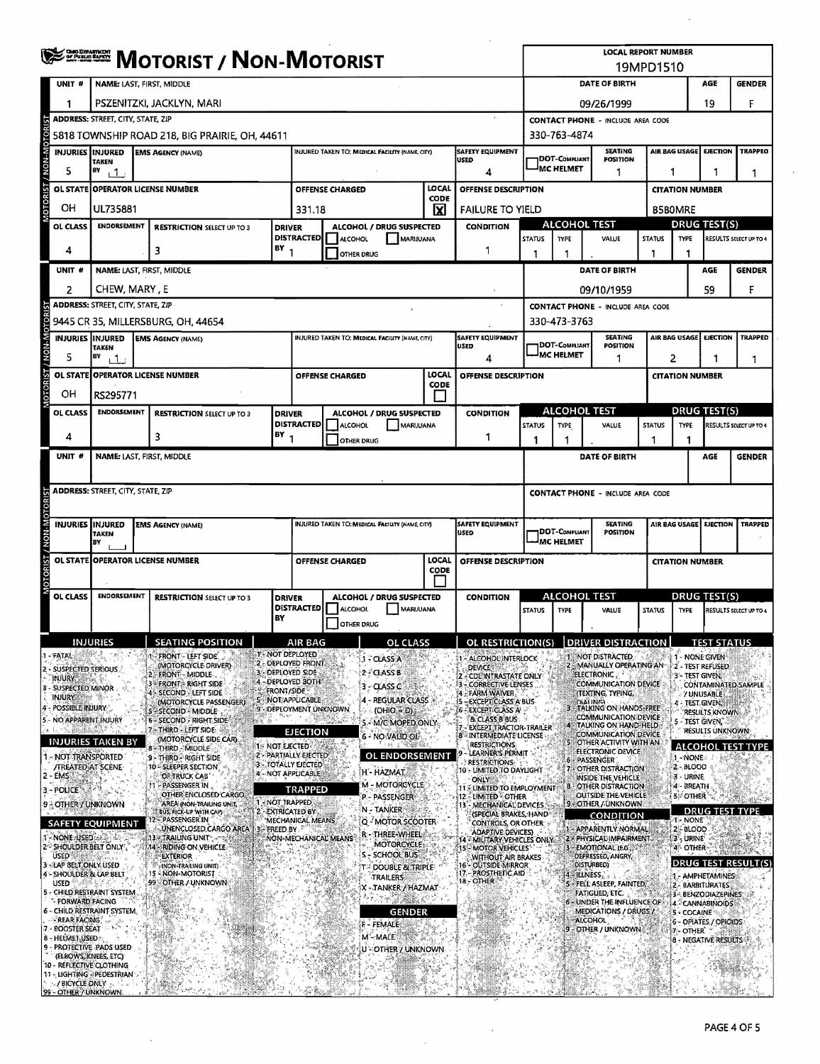# MOTORIST / NON-MOTORIST

**LOCAL REPORT NUMBER:** 19MPD1510

## Unit 1

| UNIT # | NAME: LAST, FIRST, MIDDLE | DATE OF BIRTH | AGE | GENDER |
|---|---|---|---|---|
| 1 | PSZENITZKI, JACKLYN, MARI | 09/26/1999 | 19 | F |

| ADDRESS: STREET, CITY, STATE, ZIP | CONTACT PHONE - INCLUDE AREA CODE |
|---|---|
| 5818 TOWNSHIP ROAD 218, BIG PRAIRIE, OH, 44611 | 330-763-4874 |

| INJURIES | INJURED TAKEN BY | EMS AGENCY (NAME) | INJURED TAKEN TO: MEDICAL FACILITY (NAME, CITY) | SAFETY EQUIPMENT USED | DOT-COMPLIANT MC HELMET | SEATING POSITION | AIR BAG USAGE | EJECTION | TRAPPED |
|---|---|---|---|---|---|---|---|---|---|
| 5 | 1 | | | 4 | | 1 | 1 | 1 | 1 |

| OL STATE | OPERATOR LICENSE NUMBER | OFFENSE CHARGED | LOCAL CODE | OFFENSE DESCRIPTION | CITATION NUMBER |
|---|---|---|---|---|---|
| OH | UL735881 | 331.18 | X | FAILURE TO YIELD | B5B0MRE |

| OL CLASS | ENDORSEMENT | RESTRICTION SELECT UP TO 3 | DRIVER DISTRACTED BY | ALCOHOL / DRUG SUSPECTED | CONDITION | ALCOHOL TEST STATUS | ALCOHOL TEST TYPE | ALCOHOL TEST VALUE | DRUG TEST STATUS | DRUG TEST TYPE | DRUG TEST RESULTS SELECT UP TO 4 |
|---|---|---|---|---|---|---|---|---|---|---|---|
| 4 | | 3 | 1 | | 1 | 1 | 1 | . | 1 | 1 | |

## Unit 2

| UNIT # | NAME: LAST, FIRST, MIDDLE | DATE OF BIRTH | AGE | GENDER |
|---|---|---|---|---|
| 2 | CHEW, MARY , E | 09/10/1959 | 59 | F |

| ADDRESS: STREET, CITY, STATE, ZIP | CONTACT PHONE - INCLUDE AREA CODE |
|---|---|
| 9445 CR 35, MILLERSBURG, OH, 44654 | 330-473-3763 |

| INJURIES | INJURED TAKEN BY | EMS AGENCY (NAME) | INJURED TAKEN TO: MEDICAL FACILITY (NAME, CITY) | SAFETY EQUIPMENT USED | DOT-COMPLIANT MC HELMET | SEATING POSITION | AIR BAG USAGE | EJECTION | TRAPPED |
|---|---|---|---|---|---|---|---|---|---|
| 5 | 1 | | | 4 | | 1 | 2 | 1 | 1 |

| OL STATE | OPERATOR LICENSE NUMBER | OFFENSE CHARGED | LOCAL CODE | OFFENSE DESCRIPTION | CITATION NUMBER |
|---|---|---|---|---|---|
| OH | RS295771 | | | | |

| OL CLASS | ENDORSEMENT | RESTRICTION SELECT UP TO 3 | DRIVER DISTRACTED BY | ALCOHOL / DRUG SUSPECTED | CONDITION | ALCOHOL TEST STATUS | ALCOHOL TEST TYPE | ALCOHOL TEST VALUE | DRUG TEST STATUS | DRUG TEST TYPE | DRUG TEST RESULTS SELECT UP TO 4 |
|---|---|---|---|---|---|---|---|---|---|---|---|
| 4 | | 3 | 1 | | 1 | 1 | 1 | . | 1 | 1 | |

## Unit 3

| UNIT # | NAME: LAST, FIRST, MIDDLE | DATE OF BIRTH | AGE | GENDER |
|---|---|---|---|---|
| | | | | |

## Codes

**INJURIES**
1 - FATAL
2 - SUSPECTED SERIOUS INJURY
3 - SUSPECTED MINOR INJURY
4 - POSSIBLE INJURY
5 - NO APPARENT INJURY

**INJURIES TAKEN BY**
1 - NOT TRANSPORTED /TREATED AT SCENE
2 - EMS
3 - POLICE
9 - OTHER / UNKNOWN

**SAFETY EQUIPMENT**
1 - NONE USED
2 - SHOULDER BELT ONLY USED
3 - LAP BELT ONLY USED
4 - SHOULDER & LAP BELT USED
5 - CHILD RESTRAINT SYSTEM - FORWARD FACING
6 - CHILD RESTRAINT SYSTEM - REAR FACING
7 - BOOSTER SEAT
8 - HELMET USED
9 - PROTECTIVE PADS USED (ELBOWS, KNEES, ETC)
10 - REFLECTIVE CLOTHING
11 - LIGHTING - PEDESTRIAN / BICYCLE ONLY
99 - OTHER / UNKNOWN

**SEATING POSITION**
1 - FRONT - LEFT SIDE (MOTORCYCLE DRIVER)
2 - FRONT - MIDDLE
3 - FRONT - RIGHT SIDE
4 - SECOND - LEFT SIDE (MOTORCYCLE PASSENGER)
5 - SECOND - MIDDLE
6 - SECOND - RIGHT SIDE
7 - THIRD - LEFT SIDE (MOTORCYCLE SIDE CAR)
8 - THIRD - MIDDLE
9 - THIRD - RIGHT SIDE
10 - SLEEPER SECTION OF TRUCK CAB
11 - PASSENGER IN OTHER ENCLOSED CARGO AREA (NON-TRAILING UNIT, BUS, PICK-UP WITH CAP)
12 - PASSENGER IN UNENCLOSED CARGO AREA
13 - TRAILING UNIT
14 - RIDING ON VEHICLE EXTERIOR (NON-TRAILING UNIT)
15 - NON-MOTORIST
99 - OTHER / UNKNOWN

**AIR BAG**
1 - NOT DEPLOYED
2 - DEPLOYED FRONT
3 - DEPLOYED SIDE
4 - DEPLOYED BOTH FRONT/SIDE
5 - NOT APPLICABLE
9 - DEPLOYMENT UNKNOWN

**EJECTION**
1 - NOT EJECTED
2 - PARTIALLY EJECTED
3 - TOTALLY EJECTED
4 - NOT APPLICABLE

**TRAPPED**
1 - NOT TRAPPED
2 - EXTRICATED BY MECHANICAL MEANS
3 - FREED BY NON-MECHANICAL MEANS

**OL CLASS**
1 - CLASS A
2 - CLASS B
3 - CLASS C
4 - REGULAR CLASS (OHIO = D)
5 - M/C MOPED ONLY
6 - NO VALID OL

**OL ENDORSEMENT**
H - HAZMAT
M - MOTORCYCLE
P - PASSENGER
N - TANKER
Q - MOTOR SCOOTER
R - THREE-WHEEL MOTORCYCLE
S - SCHOOL BUS
T - DOUBLE & TRIPLE TRAILERS
X - TANKER / HAZMAT

**GENDER**
F - FEMALE
M - MALE
U - OTHER / UNKNOWN

**OL RESTRICTION(S)**
1 - ALCOHOL INTERLOCK DEVICE
2 - CDL INTRASTATE ONLY
3 - CORRECTIVE LENSES
4 - FARM WAIVER
5 - EXCEPT CLASS A BUS
6 - EXCEPT CLASS A & CLASS B BUS
7 - EXCEPT TRACTOR-TRAILER
8 - INTERMEDIATE LICENSE RESTRICTIONS
9 - LEARNER'S PERMIT RESTRICTIONS
10 - LIMITED TO DAYLIGHT ONLY
11 - LIMITED TO EMPLOYMENT
12 - LIMITED - OTHER
13 - MECHANICAL DEVICES (SPECIAL BRAKES, HAND CONTROLS, OR OTHER ADAPTIVE DEVICES)
14 - MILITARY VEHICLES ONLY
15 - MOTOR VEHICLES WITHOUT AIR BRAKES
16 - OUTSIDE MIRROR
17 - PROSTHETIC AID
18 - OTHER

**DRIVER DISTRACTION**
1 - NOT DISTRACTED
2 - MANUALLY OPERATING AN ELECTRONIC COMMUNICATION DEVICE (TEXTING, TYPING, DIALING)
3 - TALKING ON HANDS-FREE COMMUNICATION DEVICE
4 - TALKING ON HAND-HELD COMMUNICATION DEVICE
5 - OTHER ACTIVITY WITH AN ELECTRONIC DEVICE
6 - PASSENGER
7 - OTHER DISTRACTION INSIDE THE VEHICLE
8 - OTHER DISTRACTION OUTSIDE THE VEHICLE
9 - OTHER / UNKNOWN

**CONDITION**
1 - APPARENTLY NORMAL
2 - PHYSICAL IMPAIRMENT
3 - EMOTIONAL (E.G., DEPRESSED, ANGRY, DISTURBED)
4 - ILLNESS
5 - FELL ASLEEP, FAINTED, FATIGUED, ETC.
6 - UNDER THE INFLUENCE OF MEDICATIONS / DRUGS / ALCOHOL
9 - OTHER / UNKNOWN

**TEST STATUS**
1 - NONE GIVEN
2 - TEST REFUSED
3 - TEST GIVEN, CONTAMINATED SAMPLE / UNUSABLE
4 - TEST GIVEN, RESULTS KNOWN
5 - TEST GIVEN, RESULTS UNKNOWN

**ALCOHOL TEST TYPE**
1 - NONE
2 - BLOOD
3 - URINE
4 - BREATH
5 - OTHER

**DRUG TEST TYPE**
1 - NONE
2 - BLOOD
3 - URINE
4 - OTHER

**DRUG TEST RESULT(S)**
1 - AMPHETAMINES
2 - BARBITURATES
3 - BENZODIAZEPINES
4 - CANNABINOIDS
5 - COCAINE
6 - OPIATES / OPIOIDS
7 - OTHER
8 - NEGATIVE RESULTS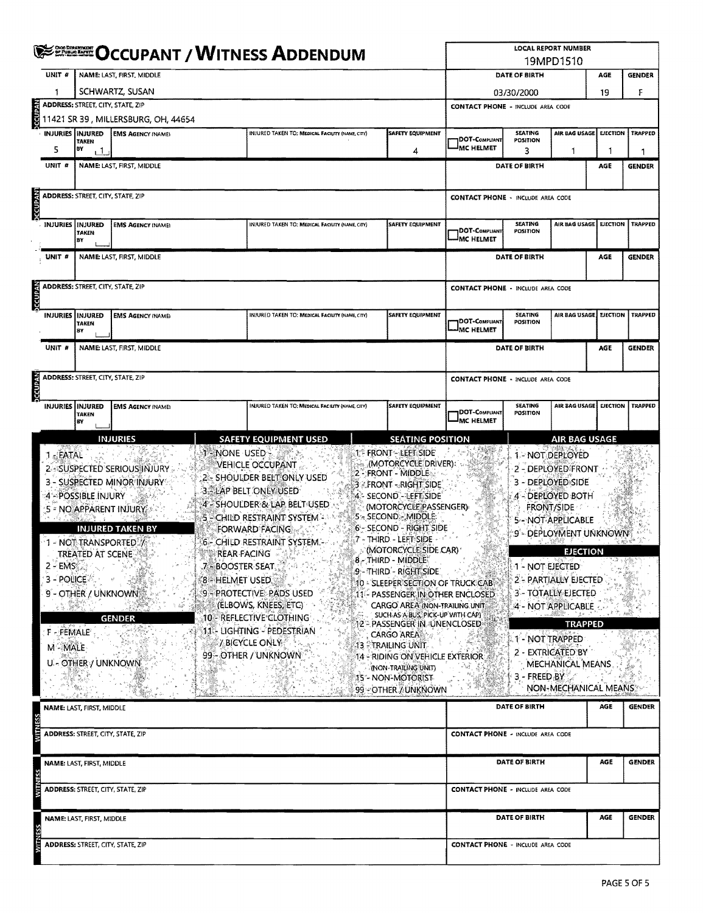# OCCUPANT / WITNESS ADDENDUM

**LOCAL REPORT NUMBER:** 19MPD1510

## OCCUPANT

| UNIT # | NAME: LAST, FIRST, MIDDLE | DATE OF BIRTH | AGE | GENDER |
|---|---|---|---|---|
| 1 | SCHWARTZ, SUSAN | 03/30/2000 | 19 | F |

| ADDRESS: STREET, CITY, STATE, ZIP | CONTACT PHONE - INCLUDE AREA CODE |
|---|---|
| 11421 SR 39 , MILLERSBURG, OH, 44654 | |

| INJURIES | INJURED TAKEN BY | EMS AGENCY (NAME) | INJURED TAKEN TO: MEDICAL FACILITY (NAME, CITY) | SAFETY EQUIPMENT | DOT-COMPLIANT MC HELMET | SEATING POSITION | AIR BAG USAGE | EJECTION | TRAPPED |
|---|---|---|---|---|---|---|---|---|---|
| 5 | 1 | | | 4 | | 3 | 1 | 1 | 1 |

## OCCUPANT

| UNIT # | NAME: LAST, FIRST, MIDDLE | DATE OF BIRTH | AGE | GENDER |
|---|---|---|---|---|
| | | | | |

| ADDRESS: STREET, CITY, STATE, ZIP | CONTACT PHONE - INCLUDE AREA CODE |
|---|---|
| | |

| INJURIES | INJURED TAKEN BY | EMS AGENCY (NAME) | INJURED TAKEN TO: MEDICAL FACILITY (NAME, CITY) | SAFETY EQUIPMENT | DOT-COMPLIANT MC HELMET | SEATING POSITION | AIR BAG USAGE | EJECTION | TRAPPED |
|---|---|---|---|---|---|---|---|---|---|
| | | | | | | | | | |

## OCCUPANT

| UNIT # | NAME: LAST, FIRST, MIDDLE | DATE OF BIRTH | AGE | GENDER |
|---|---|---|---|---|
| | | | | |

| ADDRESS: STREET, CITY, STATE, ZIP | CONTACT PHONE - INCLUDE AREA CODE |
|---|---|
| | |

| INJURIES | INJURED TAKEN BY | EMS AGENCY (NAME) | INJURED TAKEN TO: MEDICAL FACILITY (NAME, CITY) | SAFETY EQUIPMENT | DOT-COMPLIANT MC HELMET | SEATING POSITION | AIR BAG USAGE | EJECTION | TRAPPED |
|---|---|---|---|---|---|---|---|---|---|
| | | | | | | | | | |

## OCCUPANT

| UNIT # | NAME: LAST, FIRST, MIDDLE | DATE OF BIRTH | AGE | GENDER |
|---|---|---|---|---|
| | | | | |

| ADDRESS: STREET, CITY, STATE, ZIP | CONTACT PHONE - INCLUDE AREA CODE |
|---|---|
| | |

| INJURIES | INJURED TAKEN BY | EMS AGENCY (NAME) | INJURED TAKEN TO: MEDICAL FACILITY (NAME, CITY) | SAFETY EQUIPMENT | DOT-COMPLIANT MC HELMET | SEATING POSITION | AIR BAG USAGE | EJECTION | TRAPPED |
|---|---|---|---|---|---|---|---|---|---|
| | | | | | | | | | |

### INJURIES
1 - FATAL
2 - SUSPECTED SERIOUS INJURY
3 - SUSPECTED MINOR INJURY
4 - POSSIBLE INJURY
5 - NO APPARENT INJURY

### INJURED TAKEN BY
1 - NOT TRANSPORTED / TREATED AT SCENE
2 - EMS
3 - POLICE
9 - OTHER / UNKNOWN

### GENDER
F - FEMALE
M - MALE
U - OTHER / UNKNOWN

### SAFETY EQUIPMENT USED
1 - NONE USED - VEHICLE OCCUPANT
2 - SHOULDER BELT ONLY USED
3 - LAP BELT ONLY USED
4 - SHOULDER & LAP BELT USED
5 - CHILD RESTRAINT SYSTEM - FORWARD FACING
6 - CHILD RESTRAINT SYSTEM - REAR FACING
7 - BOOSTER SEAT
8 - HELMET USED
9 - PROTECTIVE PADS USED (ELBOWS, KNEES, ETC)
10 - REFLECTIVE CLOTHING
11 - LIGHTING - PEDESTRIAN / BICYCLE ONLY
99 - OTHER / UNKNOWN

### SEATING POSITION
1 - FRONT - LEFT SIDE (MOTORCYCLE DRIVER)
2 - FRONT - MIDDLE
3 - FRONT - RIGHT SIDE
4 - SECOND - LEFT SIDE (MOTORCYCLE PASSENGER)
5 - SECOND - MIDDLE
6 - SECOND - RIGHT SIDE
7 - THIRD - LEFT SIDE (MOTORCYCLE SIDE CAR)
8 - THIRD - MIDDLE
9 - THIRD - RIGHT SIDE
10 - SLEEPER SECTION OF TRUCK CAB
11 - PASSENGER IN OTHER ENCLOSED CARGO AREA (NON-TRAILING UNIT SUCH AS A BUS, PICK-UP WITH CAP)
12 - PASSENGER IN UNENCLOSED CARGO AREA
13 - TRAILING UNIT
14 - RIDING ON VEHICLE EXTERIOR (NON-TRAILING UNIT)
15 - NON-MOTORIST
99 - OTHER / UNKNOWN

### AIR BAG USAGE
1 - NOT DEPLOYED
2 - DEPLOYED FRONT
3 - DEPLOYED SIDE
4 - DEPLOYED BOTH FRONT/SIDE
5 - NOT APPLICABLE
9 - DEPLOYMENT UNKNOWN

### EJECTION
1 - NOT EJECTED
2 - PARTIALLY EJECTED
3 - TOTALLY EJECTED
4 - NOT APPLICABLE

### TRAPPED
1 - NOT TRAPPED
2 - EXTRICATED BY MECHANICAL MEANS
3 - FREED BY NON-MECHANICAL MEANS

## WITNESS

| NAME: LAST, FIRST, MIDDLE | DATE OF BIRTH | AGE | GENDER |
|---|---|---|---|
| | | | |

| ADDRESS: STREET, CITY, STATE, ZIP | CONTACT PHONE - INCLUDE AREA CODE |
|---|---|
| | |

## WITNESS

| NAME: LAST, FIRST, MIDDLE | DATE OF BIRTH | AGE | GENDER |
|---|---|---|---|
| | | | |

| ADDRESS: STREET, CITY, STATE, ZIP | CONTACT PHONE - INCLUDE AREA CODE |
|---|---|
| | |

## WITNESS

| NAME: LAST, FIRST, MIDDLE | DATE OF BIRTH | AGE | GENDER |
|---|---|---|---|
| | | | |

| ADDRESS: STREET, CITY, STATE, ZIP | CONTACT PHONE - INCLUDE AREA CODE |
|---|---|
| | |